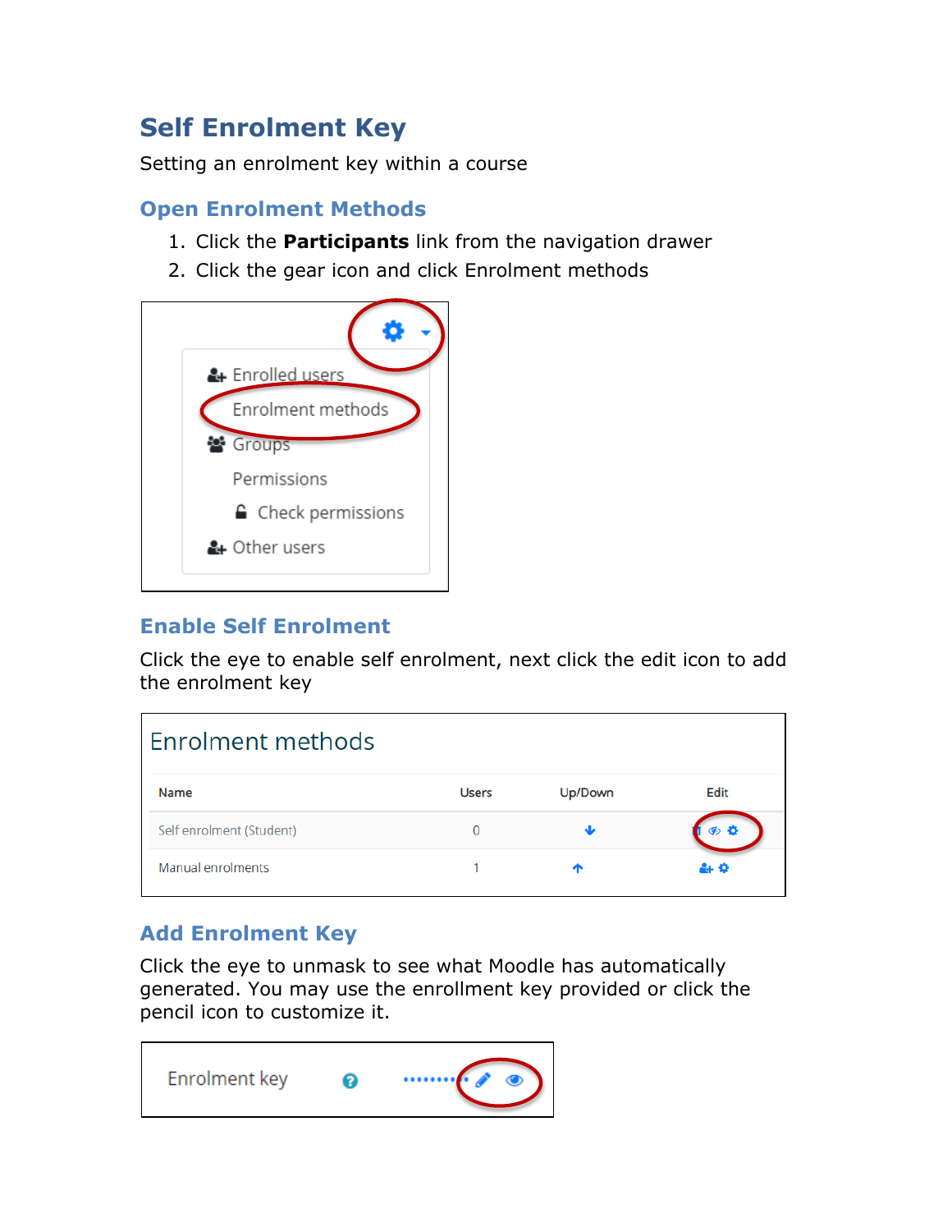# Self Enrolment Key

Setting an enrolment key within a course

## Open Enrolment Methods

1. Click the **Participants** link from the navigation drawer
2. Click the gear icon and click Enrolment methods

## Enable Self Enrolment

Click the eye to enable self enrolment, next click the edit icon to add the enrolment key

## Add Enrolment Key

Click the eye to unmask to see what Moodle has automatically generated. You may use the enrollment key provided or click the pencil icon to customize it.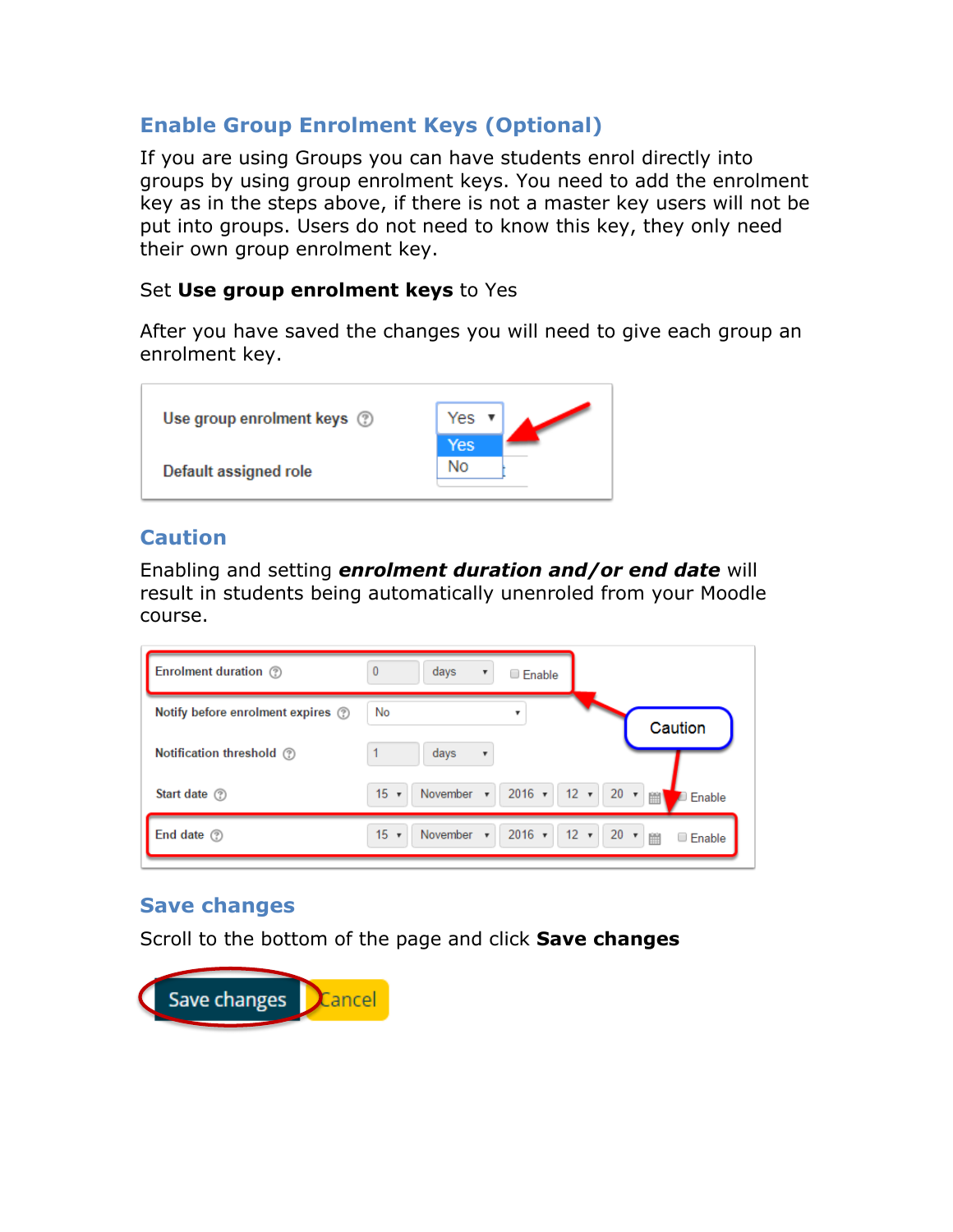## Enable Group Enrolment Keys (Optional)

If you are using Groups you can have students enrol directly into groups by using group enrolment keys. You need to add the enrolment key as in the steps above, if there is not a master key users will not be put into groups. Users do not need to know this key, they only need their own group enrolment key.

Set **Use group enrolment keys** to Yes

After you have saved the changes you will need to give each group an enrolment key.

## Caution

Enabling and setting ***enrolment duration and/or end date*** will result in students being automatically unenroled from your Moodle course.

## Save changes

Scroll to the bottom of the page and click **Save changes**